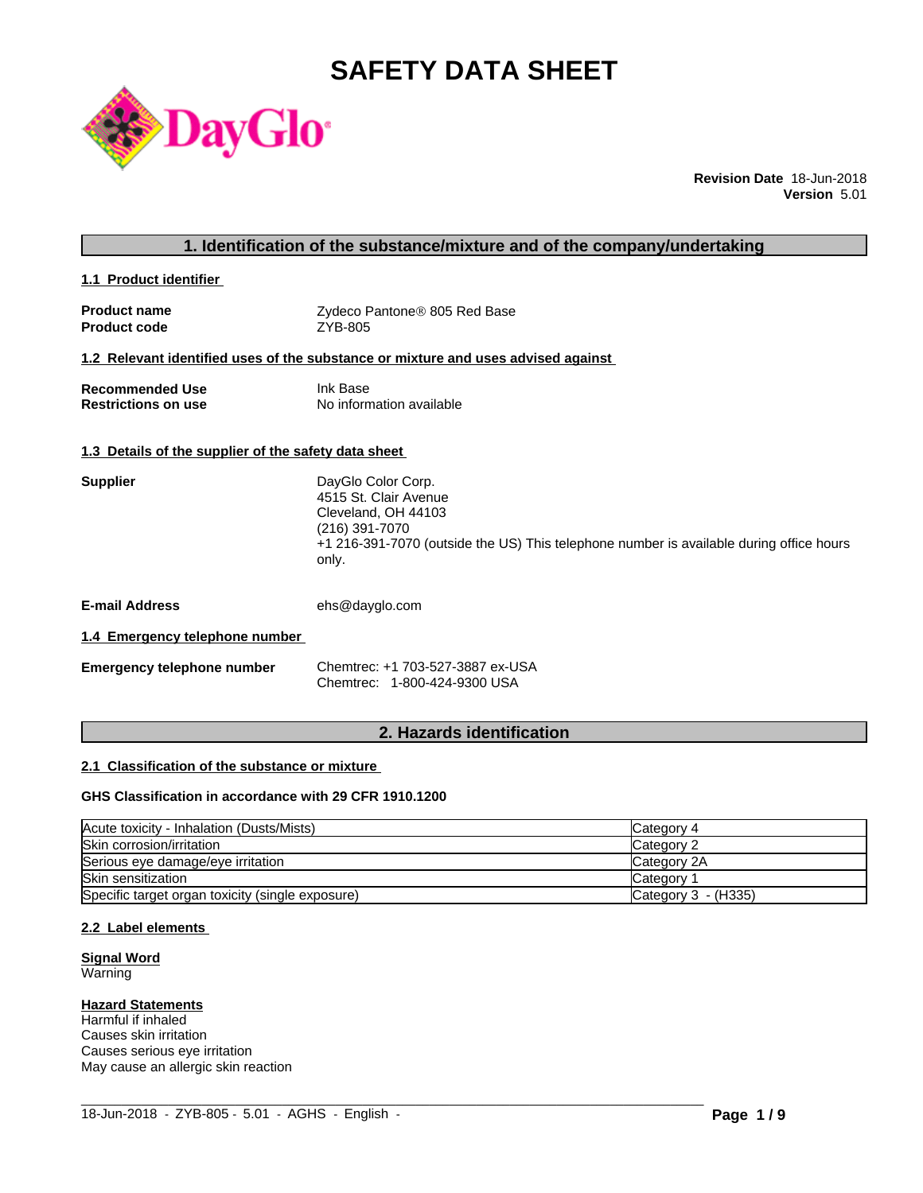# SAFETY DATA SHEET

**Revision Date** 18-Jun-2018
**Version** 5.01

## 1. Identification of the substance/mixture and of the company/undertaking

### 1.1 Product identifier

**Product name** Zydeco Pantone® 805 Red Base
**Product code** ZYB-805

### 1.2 Relevant identified uses of the substance or mixture and uses advised against

**Recommended Use** Ink Base
**Restrictions on use** No information available

### 1.3 Details of the supplier of the safety data sheet

**Supplier**
DayGlo Color Corp.
4515 St. Clair Avenue
Cleveland, OH 44103
(216) 391-7070
+1 216-391-7070 (outside the US) This telephone number is available during office hours only.

**E-mail Address** ehs@dayglo.com

### 1.4 Emergency telephone number

**Emergency telephone number**
Chemtrec: +1 703-527-3887 ex-USA
Chemtrec: 1-800-424-9300 USA

## 2. Hazards identification

### 2.1 Classification of the substance or mixture

**GHS Classification in accordance with 29 CFR 1910.1200**

| | |
|---|---|
| Acute toxicity - Inhalation (Dusts/Mists) | Category 4 |
| Skin corrosion/irritation | Category 2 |
| Serious eye damage/eye irritation | Category 2A |
| Skin sensitization | Category 1 |
| Specific target organ toxicity (single exposure) | Category 3 - (H335) |

### 2.2 Label elements

**Signal Word**
Warning

**Hazard Statements**
Harmful if inhaled
Causes skin irritation
Causes serious eye irritation
May cause an allergic skin reaction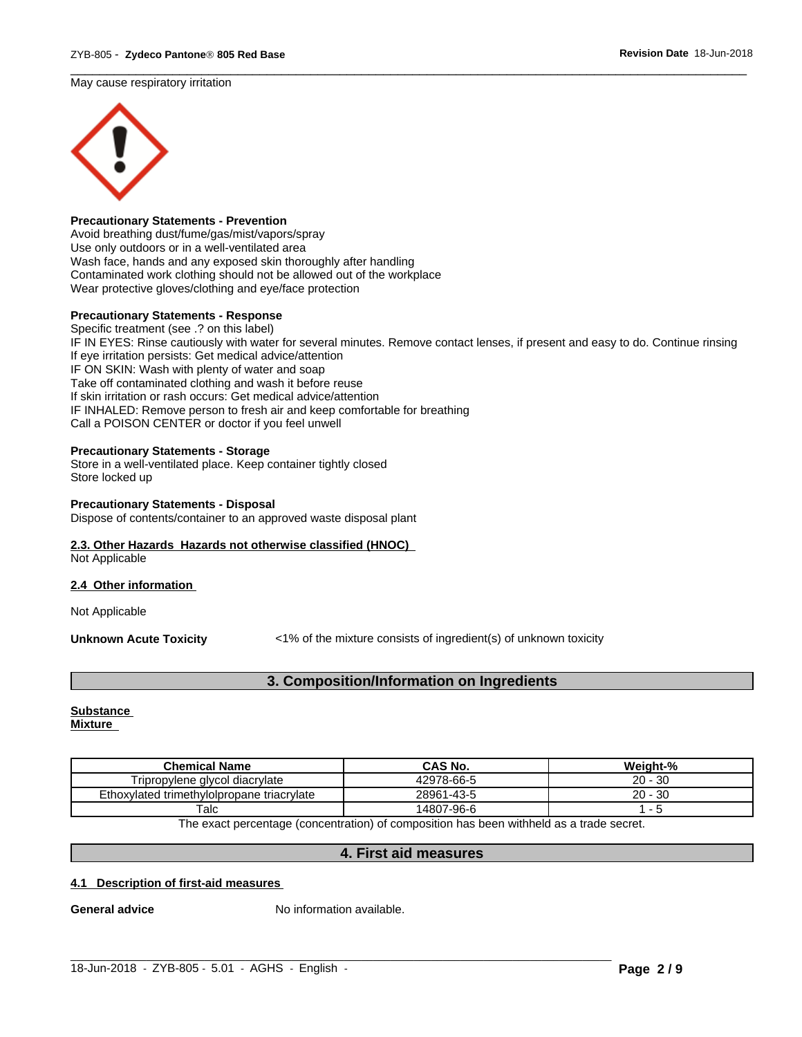May cause respiratory irritation

**Precautionary Statements - Prevention**
Avoid breathing dust/fume/gas/mist/vapors/spray
Use only outdoors or in a well-ventilated area
Wash face, hands and any exposed skin thoroughly after handling
Contaminated work clothing should not be allowed out of the workplace
Wear protective gloves/clothing and eye/face protection

**Precautionary Statements - Response**
Specific treatment (see .? on this label)
IF IN EYES: Rinse cautiously with water for several minutes. Remove contact lenses, if present and easy to do. Continue rinsing
If eye irritation persists: Get medical advice/attention
IF ON SKIN: Wash with plenty of water and soap
Take off contaminated clothing and wash it before reuse
If skin irritation or rash occurs: Get medical advice/attention
IF INHALED: Remove person to fresh air and keep comfortable for breathing
Call a POISON CENTER or doctor if you feel unwell

**Precautionary Statements - Storage**
Store in a well-ventilated place. Keep container tightly closed
Store locked up

**Precautionary Statements - Disposal**
Dispose of contents/container to an approved waste disposal plant

**2.3. Other Hazards Hazards not otherwise classified (HNOC)**
Not Applicable

**2.4 Other information**

Not Applicable

**Unknown Acute Toxicity** <1% of the mixture consists of ingredient(s) of unknown toxicity

## 3. Composition/Information on Ingredients

**Substance**
**Mixture**

| Chemical Name | CAS No. | Weight-% |
|---|---|---|
| Tripropylene glycol diacrylate | 42978-66-5 | 20 - 30 |
| Ethoxylated trimethylolpropane triacrylate | 28961-43-5 | 20 - 30 |
| Talc | 14807-96-6 | 1 - 5 |

The exact percentage (concentration) of composition has been withheld as a trade secret.

## 4. First aid measures

**4.1 Description of first-aid measures**

**General advice** No information available.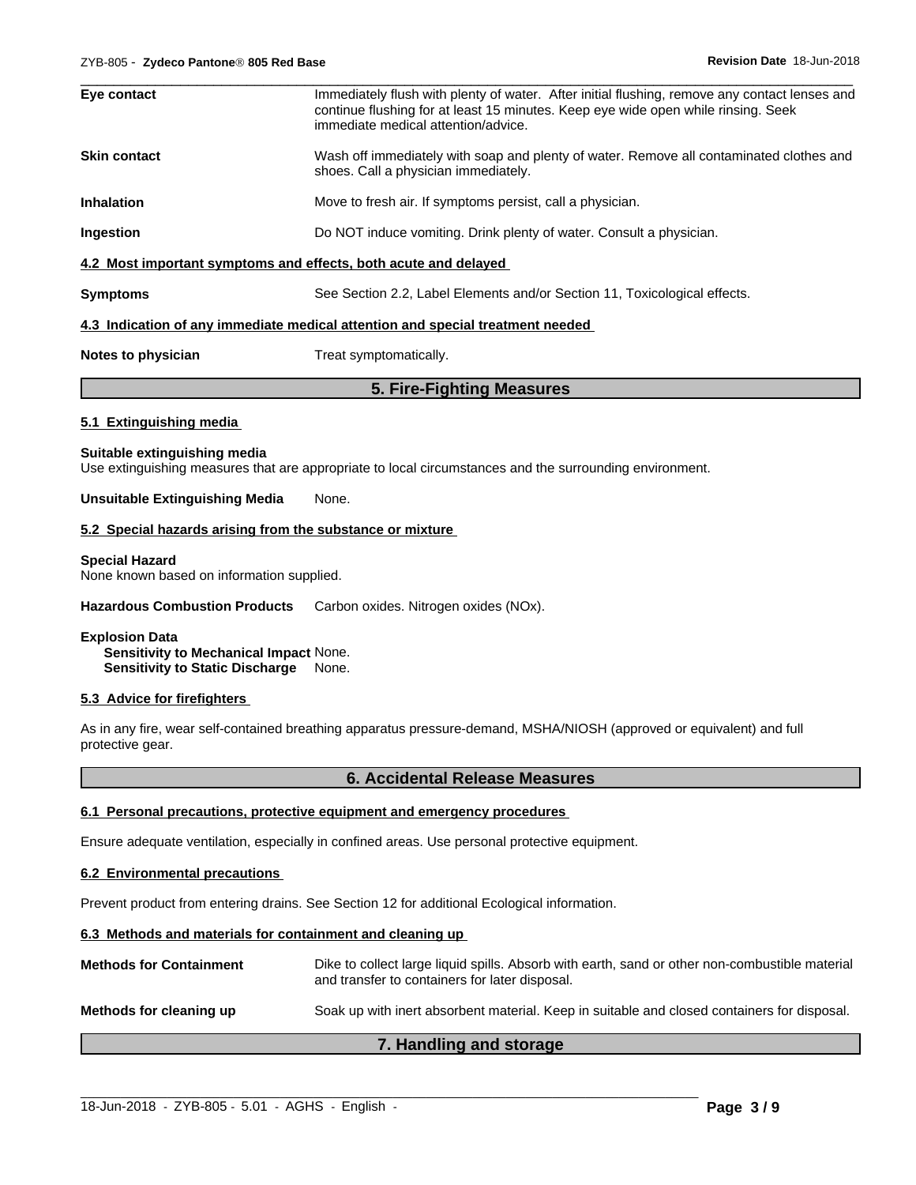**Eye contact** Immediately flush with plenty of water. After initial flushing, remove any contact lenses and continue flushing for at least 15 minutes. Keep eye wide open while rinsing. Seek immediate medical attention/advice.

**Skin contact** Wash off immediately with soap and plenty of water. Remove all contaminated clothes and shoes. Call a physician immediately.

**Inhalation** Move to fresh air. If symptoms persist, call a physician.

**Ingestion** Do NOT induce vomiting. Drink plenty of water. Consult a physician.

### 4.2 Most important symptoms and effects, both acute and delayed

**Symptoms** See Section 2.2, Label Elements and/or Section 11, Toxicological effects.

### 4.3 Indication of any immediate medical attention and special treatment needed

**Notes to physician** Treat symptomatically.

## 5. Fire-Fighting Measures

### 5.1 Extinguishing media

**Suitable extinguishing media**
Use extinguishing measures that are appropriate to local circumstances and the surrounding environment.

**Unsuitable Extinguishing Media** None.

### 5.2 Special hazards arising from the substance or mixture

**Special Hazard**
None known based on information supplied.

**Hazardous Combustion Products** Carbon oxides. Nitrogen oxides (NOx).

**Explosion Data**
**Sensitivity to Mechanical Impact** None.
**Sensitivity to Static Discharge** None.

### 5.3 Advice for firefighters

As in any fire, wear self-contained breathing apparatus pressure-demand, MSHA/NIOSH (approved or equivalent) and full protective gear.

## 6. Accidental Release Measures

### 6.1 Personal precautions, protective equipment and emergency procedures

Ensure adequate ventilation, especially in confined areas. Use personal protective equipment.

### 6.2 Environmental precautions

Prevent product from entering drains. See Section 12 for additional Ecological information.

### 6.3 Methods and materials for containment and cleaning up

**Methods for Containment** Dike to collect large liquid spills. Absorb with earth, sand or other non-combustible material and transfer to containers for later disposal.

**Methods for cleaning up** Soak up with inert absorbent material. Keep in suitable and closed containers for disposal.

## 7. Handling and storage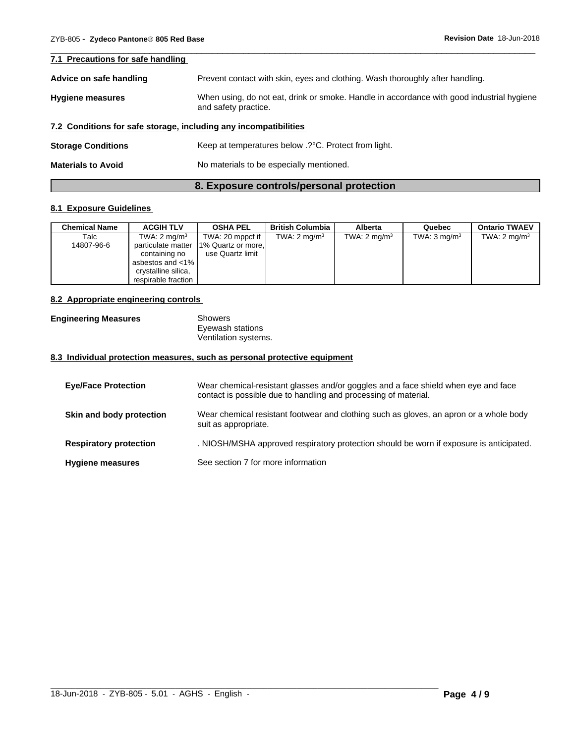### 7.1 Precautions for safe handling

**Advice on safe handling** Prevent contact with skin, eyes and clothing. Wash thoroughly after handling.

**Hygiene measures** When using, do not eat, drink or smoke. Handle in accordance with good industrial hygiene and safety practice.

### 7.2 Conditions for safe storage, including any incompatibilities

**Storage Conditions** Keep at temperatures below .?°C. Protect from light.

**Materials to Avoid** No materials to be especially mentioned.

## 8. Exposure controls/personal protection

### 8.1 Exposure Guidelines

| Chemical Name | ACGIH TLV | OSHA PEL | British Columbia | Alberta | Quebec | Ontario TWAEV |
|---|---|---|---|---|---|---|
| Talc<br>14807-96-6 | TWA: 2 mg/m$^3$ particulate matter containing no asbestos and <1% crystalline silica, respirable fraction | TWA: 20 mppcf if 1% Quartz or more, use Quartz limit | TWA: 2 mg/m$^3$ | TWA: 2 mg/m$^3$ | TWA: 3 mg/m$^3$ | TWA: 2 mg/m$^3$ |

### 8.2 Appropriate engineering controls

**Engineering Measures** Showers
Eyewash stations
Ventilation systems.

### 8.3 Individual protection measures, such as personal protective equipment

**Eye/Face Protection** Wear chemical-resistant glasses and/or goggles and a face shield when eye and face contact is possible due to handling and processing of material.

**Skin and body protection** Wear chemical resistant footwear and clothing such as gloves, an apron or a whole body suit as appropriate.

**Respiratory protection** . NIOSH/MSHA approved respiratory protection should be worn if exposure is anticipated.

**Hygiene measures** See section 7 for more information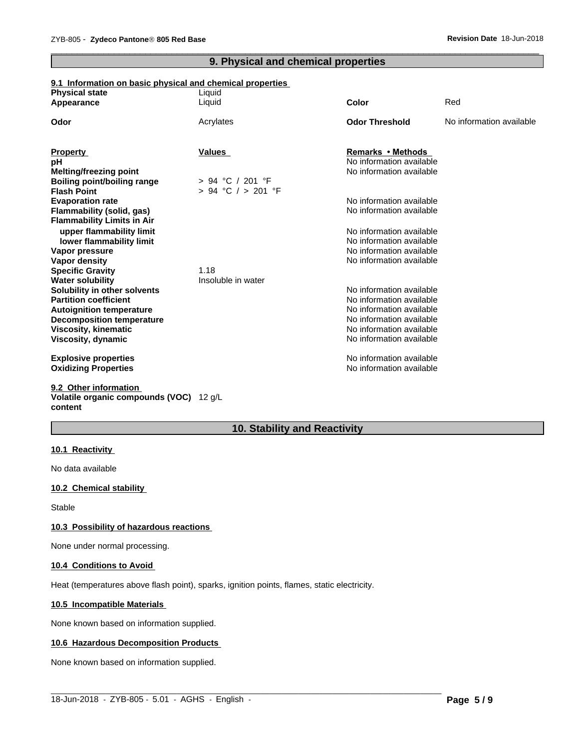## 9. Physical and chemical properties

### 9.1 Information on basic physical and chemical properties

| | | | |
|---|---|---|---|
| **Physical state** | Liquid | | |
| **Appearance** | Liquid | **Color** | Red |
| **Odor** | Acrylates | **Odor Threshold** | No information available |

| **Property** | **Values** | **Remarks • Methods** |
|---|---|---|
| **pH** | | No information available |
| **Melting/freezing point** | | No information available |
| **Boiling point/boiling range** | > 94 °C / 201 °F | |
| **Flash Point** | > 94 °C / > 201 °F | |
| **Evaporation rate** | | No information available |
| **Flammability (solid, gas)** | | No information available |
| **Flammability Limits in Air** | | |
| **upper flammability limit** | | No information available |
| **lower flammability limit** | | No information available |
| **Vapor pressure** | | No information available |
| **Vapor density** | | No information available |
| **Specific Gravity** | 1.18 | |
| **Water solubility** | Insoluble in water | |
| **Solubility in other solvents** | | No information available |
| **Partition coefficient** | | No information available |
| **Autoignition temperature** | | No information available |
| **Decomposition temperature** | | No information available |
| **Viscosity, kinematic** | | No information available |
| **Viscosity, dynamic** | | No information available |
| **Explosive properties** | | No information available |
| **Oxidizing Properties** | | No information available |

### 9.2 Other information

**Volatile organic compounds (VOC) content** 12 g/L

## 10. Stability and Reactivity

### 10.1 Reactivity

No data available

### 10.2 Chemical stability

Stable

### 10.3 Possibility of hazardous reactions

None under normal processing.

### 10.4 Conditions to Avoid

Heat (temperatures above flash point), sparks, ignition points, flames, static electricity.

### 10.5 Incompatible Materials

None known based on information supplied.

### 10.6 Hazardous Decomposition Products

None known based on information supplied.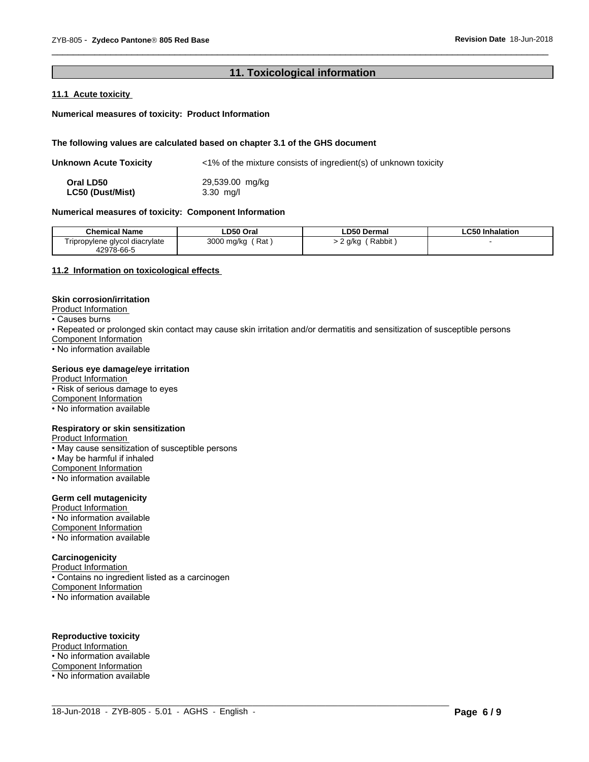## 11. Toxicological information

### 11.1 Acute toxicity

**Numerical measures of toxicity: Product Information**

**The following values are calculated based on chapter 3.1 of the GHS document**

**Unknown Acute Toxicity** <1% of the mixture consists of ingredient(s) of unknown toxicity

**Oral LD50** 29,539.00 mg/kg
**LC50 (Dust/Mist)** 3.30 mg/l

**Numerical measures of toxicity: Component Information**

| Chemical Name | LD50 Oral | LD50 Dermal | LC50 Inhalation |
|---|---|---|---|
| Tripropylene glycol diacrylate 42978-66-5 | 3000 mg/kg ( Rat ) | > 2 g/kg ( Rabbit ) | - |

### 11.2 Information on toxicological effects

**Skin corrosion/irritation**

Product Information
- Causes burns
- Repeated or prolonged skin contact may cause skin irritation and/or dermatitis and sensitization of susceptible persons

Component Information
- No information available

**Serious eye damage/eye irritation**

Product Information
- Risk of serious damage to eyes

Component Information
- No information available

**Respiratory or skin sensitization**

Product Information
- May cause sensitization of susceptible persons
- May be harmful if inhaled

Component Information
- No information available

**Germ cell mutagenicity**

Product Information
- No information available

Component Information
- No information available

**Carcinogenicity**

Product Information
- Contains no ingredient listed as a carcinogen

Component Information
- No information available

**Reproductive toxicity**

Product Information
- No information available

Component Information
- No information available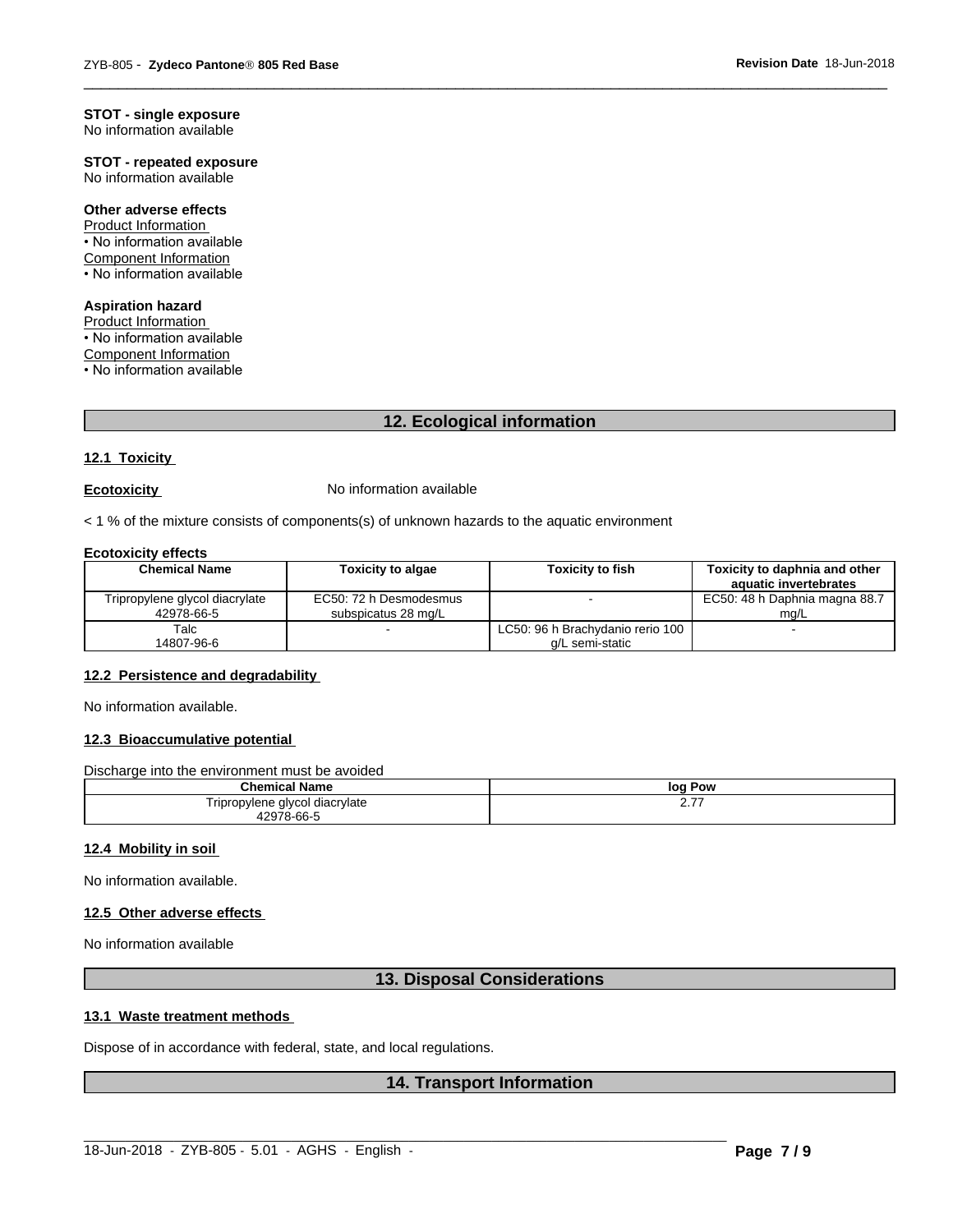**STOT - single exposure**
No information available

**STOT - repeated exposure**
No information available

**Other adverse effects**
Product Information
• No information available
Component Information
• No information available

**Aspiration hazard**
Product Information
• No information available
Component Information
• No information available

## 12. Ecological information

### 12.1 Toxicity

**Ecotoxicity** No information available

< 1 % of the mixture consists of components(s) of unknown hazards to the aquatic environment

**Ecotoxicity effects**

| Chemical Name | Toxicity to algae | Toxicity to fish | Toxicity to daphnia and other aquatic invertebrates |
|---|---|---|---|
| Tripropylene glycol diacrylate 42978-66-5 | EC50: 72 h Desmodesmus subspicatus 28 mg/L | - | EC50: 48 h Daphnia magna 88.7 mg/L |
| Talc 14807-96-6 | - | LC50: 96 h Brachydanio rerio 100 g/L semi-static | - |

### 12.2 Persistence and degradability

No information available.

### 12.3 Bioaccumulative potential

Discharge into the environment must be avoided

| Chemical Name | log Pow |
|---|---|
| Tripropylene glycol diacrylate 42978-66-5 | 2.77 |

### 12.4 Mobility in soil

No information available.

### 12.5 Other adverse effects

No information available

## 13. Disposal Considerations

### 13.1 Waste treatment methods

Dispose of in accordance with federal, state, and local regulations.

## 14. Transport Information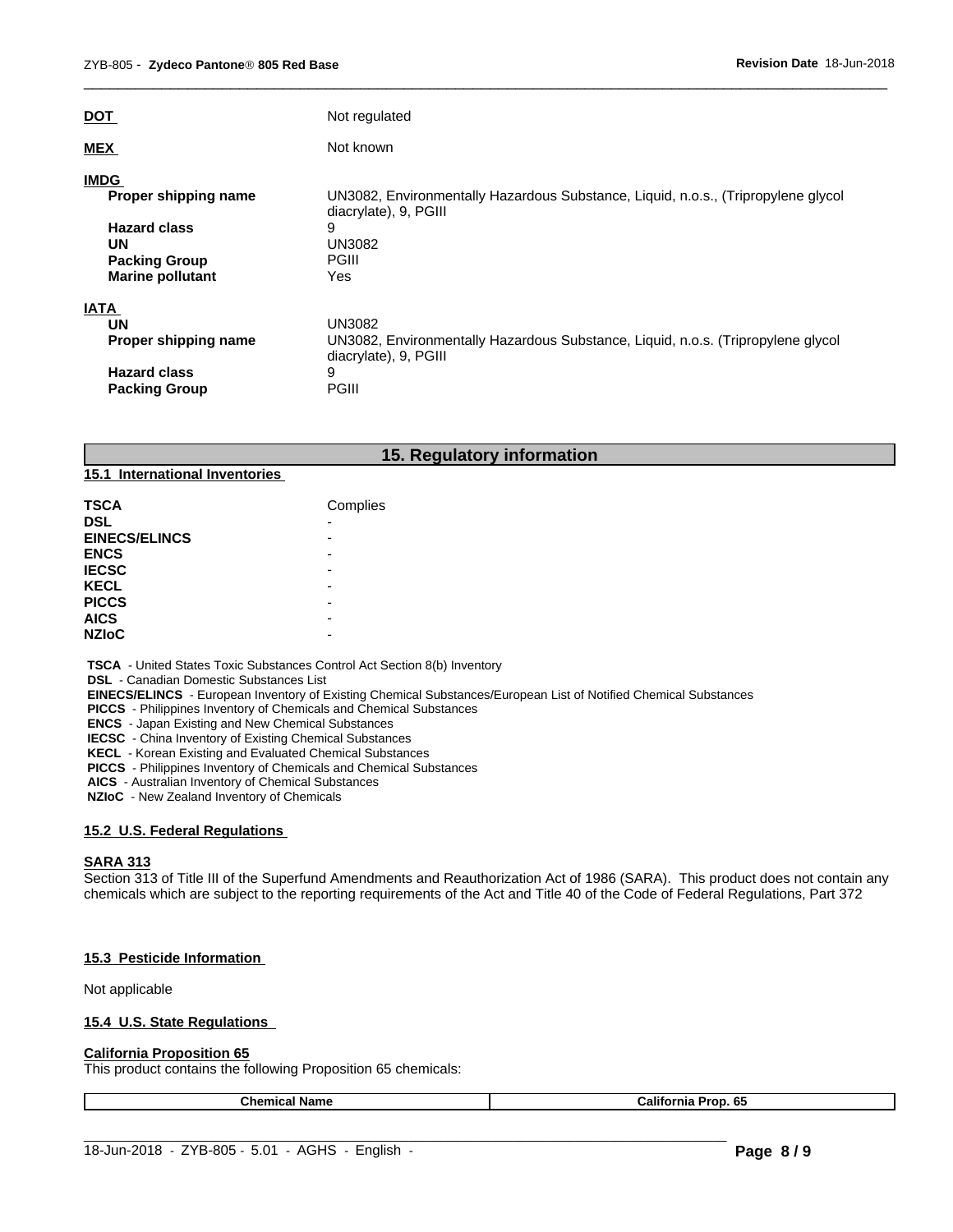**DOT** Not regulated

**MEX** Not known

**IMDG**

| | |
|---|---|
| **Proper shipping name** | UN3082, Environmentally Hazardous Substance, Liquid, n.o.s., (Tripropylene glycol diacrylate), 9, PGIII |
| **Hazard class** | 9 |
| **UN** | UN3082 |
| **Packing Group** | PGIII |
| **Marine pollutant** | Yes |

**IATA**

| | |
|---|---|
| **UN** | UN3082 |
| **Proper shipping name** | UN3082, Environmentally Hazardous Substance, Liquid, n.o.s. (Tripropylene glycol diacrylate), 9, PGIII |
| **Hazard class** | 9 |
| **Packing Group** | PGIII |

## 15. Regulatory information

### 15.1 International Inventories

| | |
|---|---|
| **TSCA** | Complies |
| **DSL** | - |
| **EINECS/ELINCS** | - |
| **ENCS** | - |
| **IECSC** | - |
| **KECL** | - |
| **PICCS** | - |
| **AICS** | - |
| **NZIoC** | - |

**TSCA** - United States Toxic Substances Control Act Section 8(b) Inventory
**DSL** - Canadian Domestic Substances List
**EINECS/ELINCS** - European Inventory of Existing Chemical Substances/European List of Notified Chemical Substances
**PICCS** - Philippines Inventory of Chemicals and Chemical Substances
**ENCS** - Japan Existing and New Chemical Substances
**IECSC** - China Inventory of Existing Chemical Substances
**KECL** - Korean Existing and Evaluated Chemical Substances
**PICCS** - Philippines Inventory of Chemicals and Chemical Substances
**AICS** - Australian Inventory of Chemical Substances
**NZIoC** - New Zealand Inventory of Chemicals

### 15.2 U.S. Federal Regulations

**SARA 313**

Section 313 of Title III of the Superfund Amendments and Reauthorization Act of 1986 (SARA). This product does not contain any chemicals which are subject to the reporting requirements of the Act and Title 40 of the Code of Federal Regulations, Part 372

### 15.3 Pesticide Information

Not applicable

### 15.4 U.S. State Regulations

**California Proposition 65**

This product contains the following Proposition 65 chemicals:

| Chemical Name | California Prop. 65 |
|---|---|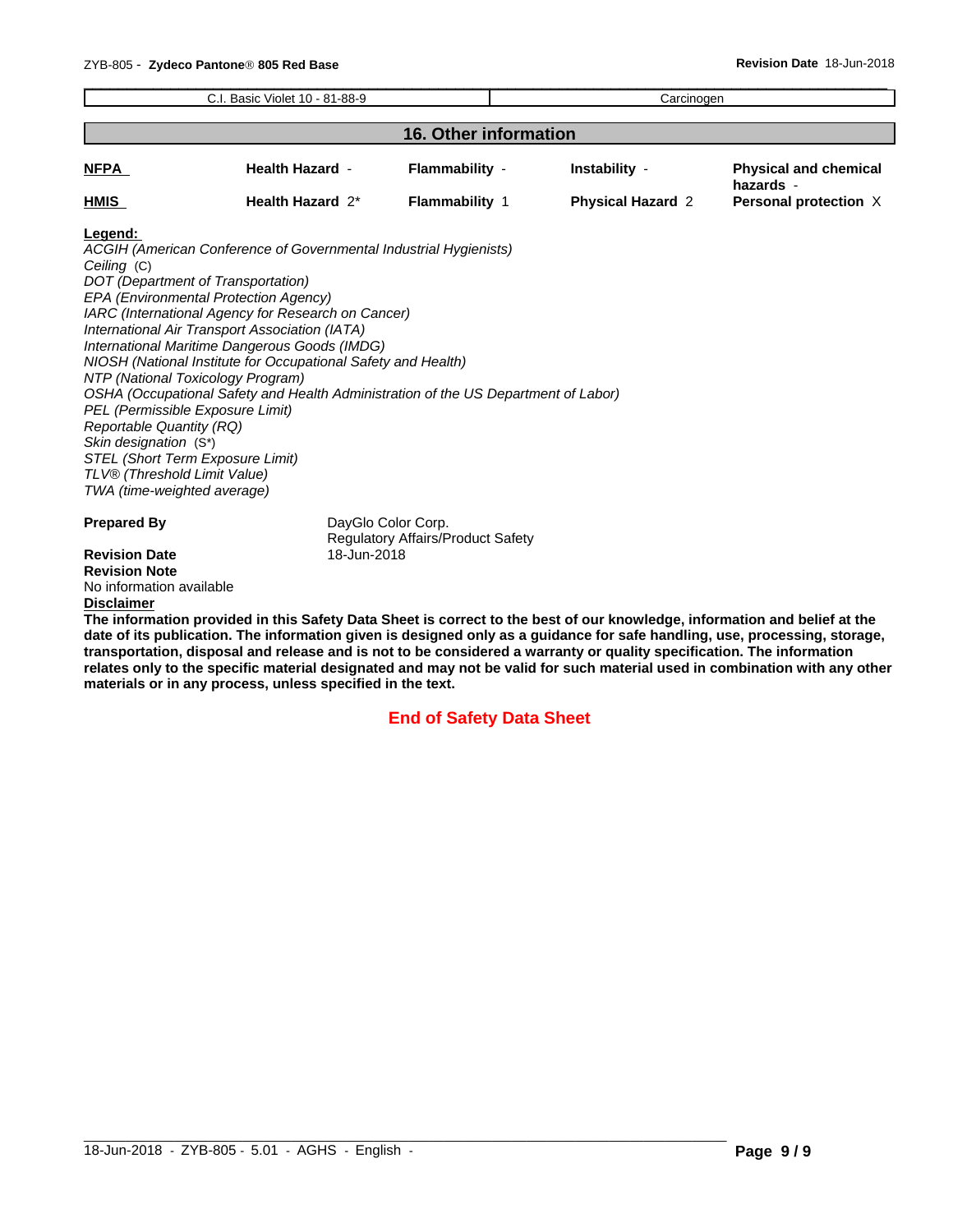| | |
|---|---|
| C.I. Basic Violet 10 - 81-88-9 | Carcinogen |

## 16. Other information

| | | | | |
|---|---|---|---|---|
| **NFPA** | **Health Hazard** - | **Flammability** - | **Instability** - | **Physical and chemical hazards** - |
| **HMIS** | **Health Hazard** 2* | **Flammability** 1 | **Physical Hazard** 2 | **Personal protection** X |

**Legend:**

*ACGIH (American Conference of Governmental Industrial Hygienists)*
*Ceiling* (C)
*DOT (Department of Transportation)*
*EPA (Environmental Protection Agency)*
*IARC (International Agency for Research on Cancer)*
*International Air Transport Association (IATA)*
*International Maritime Dangerous Goods (IMDG)*
*NIOSH (National Institute for Occupational Safety and Health)*
*NTP (National Toxicology Program)*
*OSHA (Occupational Safety and Health Administration of the US Department of Labor)*
*PEL (Permissible Exposure Limit)*
*Reportable Quantity (RQ)*
*Skin designation* (S*)
*STEL (Short Term Exposure Limit)*
*TLV® (Threshold Limit Value)*
*TWA (time-weighted average)*

**Prepared By** DayGlo Color Corp.
Regulatory Affairs/Product Safety

**Revision Date** 18-Jun-2018

**Revision Note**

No information available

**Disclaimer**

**The information provided in this Safety Data Sheet is correct to the best of our knowledge, information and belief at the date of its publication. The information given is designed only as a guidance for safe handling, use, processing, storage, transportation, disposal and release and is not to be considered a warranty or quality specification. The information relates only to the specific material designated and may not be valid for such material used in combination with any other materials or in any process, unless specified in the text.**

**End of Safety Data Sheet**